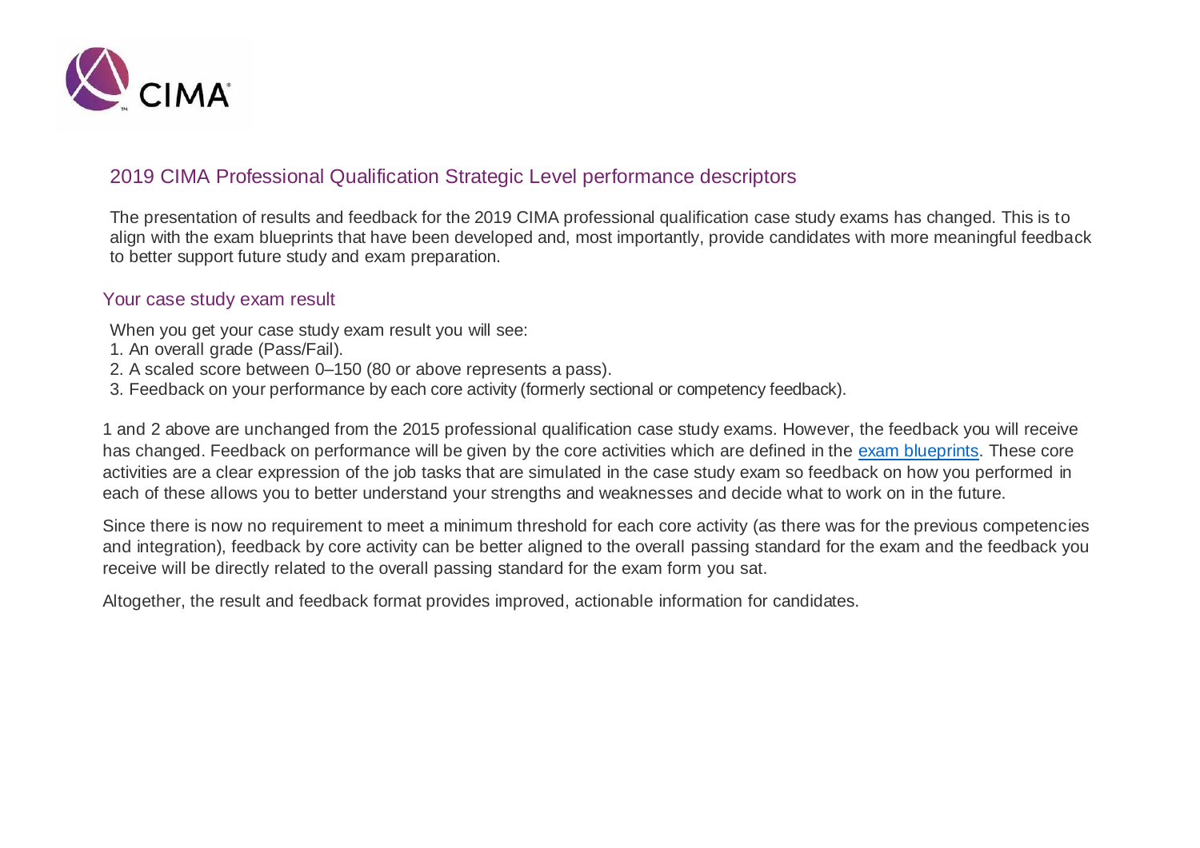# 2019 CIMA Professional Qualification Strategic Level performance descriptors

The presentation of results and feedback for the 2019 CIMA professional qualification case study exams has changed. This is to align with the exam blueprints that have been developed and, most importantly, provide candidates with more meaningful feedback to better support future study and exam preparation.

## Your case study exam result

When you get your case study exam result you will see:

1. An overall grade (Pass/Fail).
2. A scaled score between 0–150 (80 or above represents a pass).
3. Feedback on your performance by each core activity (formerly sectional or competency feedback).

1 and 2 above are unchanged from the 2015 professional qualification case study exams. However, the feedback you will receive has changed. Feedback on performance will be given by the core activities which are defined in the [exam blueprints](). These core activities are a clear expression of the job tasks that are simulated in the case study exam so feedback on how you performed in each of these allows you to better understand your strengths and weaknesses and decide what to work on in the future.

Since there is now no requirement to meet a minimum threshold for each core activity (as there was for the previous competencies and integration), feedback by core activity can be better aligned to the overall passing standard for the exam and the feedback you receive will be directly related to the overall passing standard for the exam form you sat.

Altogether, the result and feedback format provides improved, actionable information for candidates.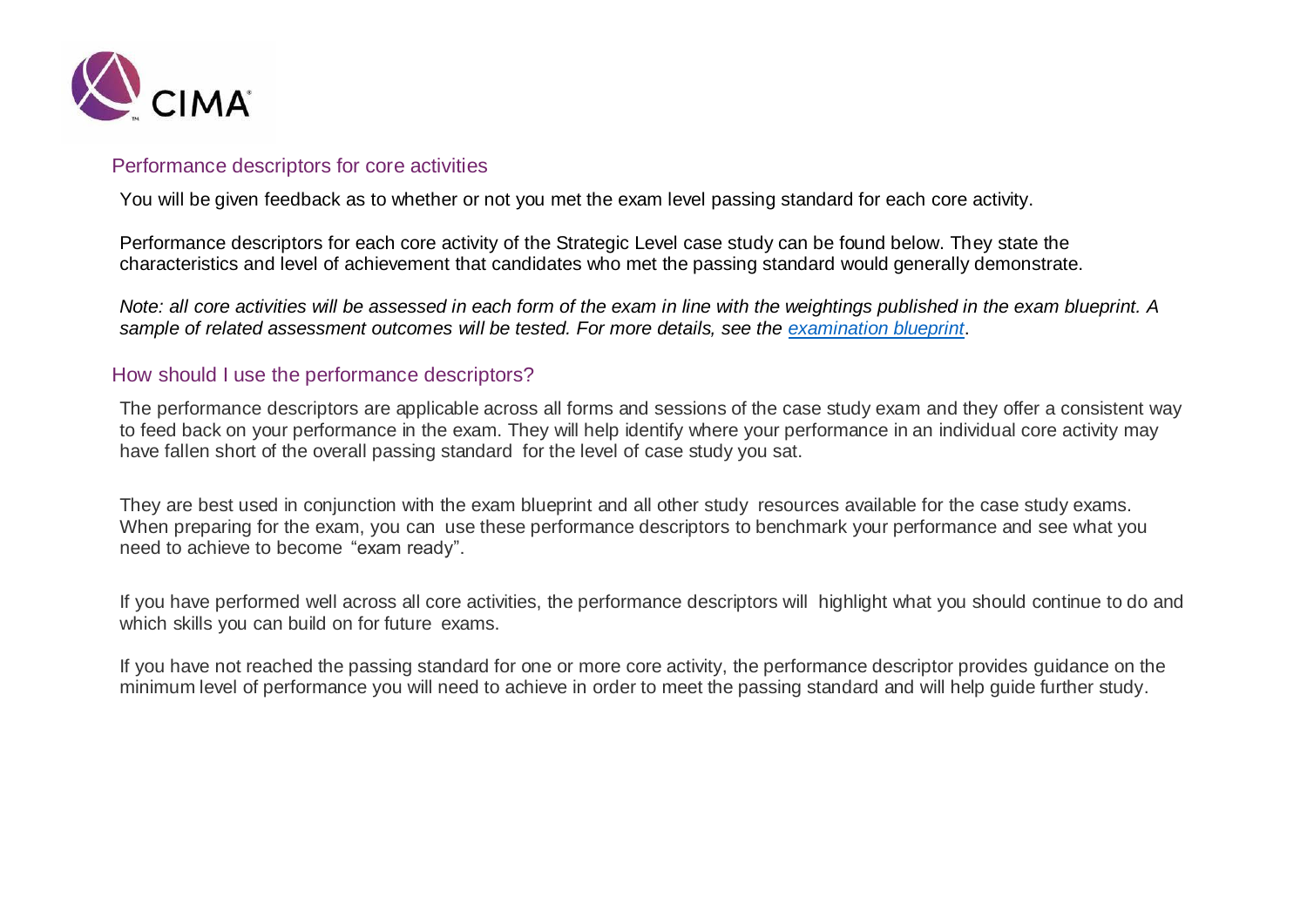## Performance descriptors for core activities

You will be given feedback as to whether or not you met the exam level passing standard for each core activity.

Performance descriptors for each core activity of the Strategic Level case study can be found below. They state the characteristics and level of achievement that candidates who met the passing standard would generally demonstrate.

*Note: all core activities will be assessed in each form of the exam in line with the weightings published in the exam blueprint. A sample of related assessment outcomes will be tested. For more details, see the [examination blueprint](examination blueprint).*

## How should I use the performance descriptors?

The performance descriptors are applicable across all forms and sessions of the case study exam and they offer a consistent way to feed back on your performance in the exam. They will help identify where your performance in an individual core activity may have fallen short of the overall passing standard for the level of case study you sat.

They are best used in conjunction with the exam blueprint and all other study resources available for the case study exams. When preparing for the exam, you can use these performance descriptors to benchmark your performance and see what you need to achieve to become "exam ready".

If you have performed well across all core activities, the performance descriptors will highlight what you should continue to do and which skills you can build on for future exams.

If you have not reached the passing standard for one or more core activity, the performance descriptor provides guidance on the minimum level of performance you will need to achieve in order to meet the passing standard and will help guide further study.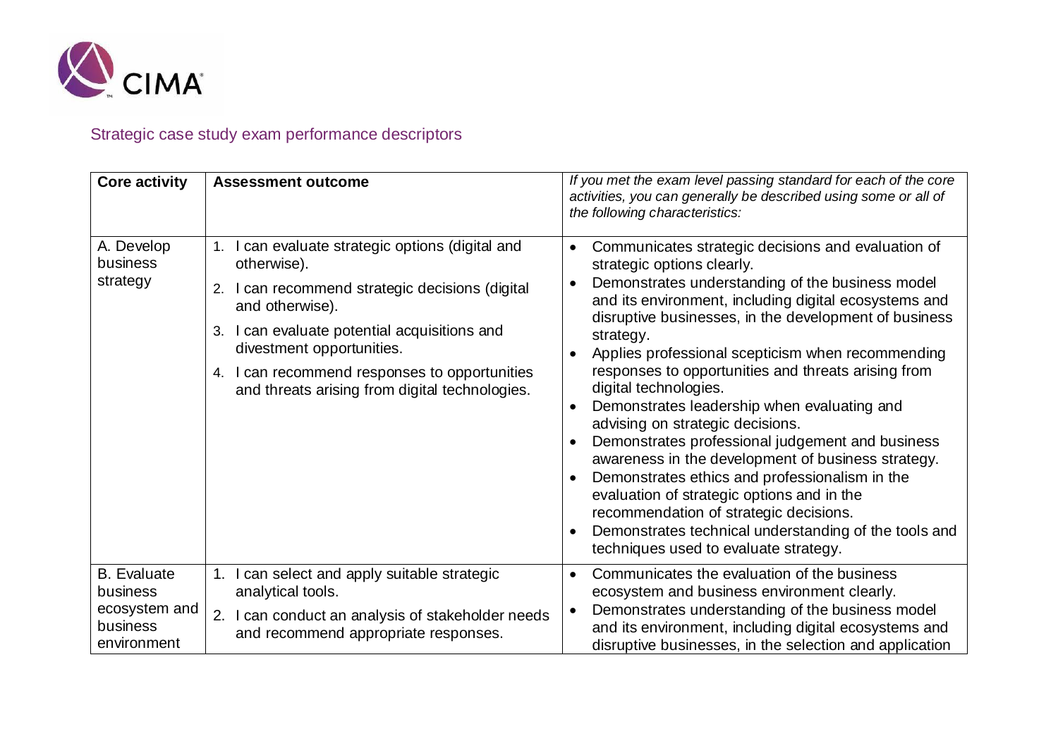Strategic case study exam performance descriptors

| Core activity | Assessment outcome | *If you met the exam level passing standard for each of the core activities, you can generally be described using some or all of the following characteristics:* |
|---|---|---|
| A. Develop business strategy | 1. I can evaluate strategic options (digital and otherwise).<br>2. I can recommend strategic decisions (digital and otherwise).<br>3. I can evaluate potential acquisitions and divestment opportunities.<br>4. I can recommend responses to opportunities and threats arising from digital technologies. | • Communicates strategic decisions and evaluation of strategic options clearly.<br>• Demonstrates understanding of the business model and its environment, including digital ecosystems and disruptive businesses, in the development of business strategy.<br>• Applies professional scepticism when recommending responses to opportunities and threats arising from digital technologies.<br>• Demonstrates leadership when evaluating and advising on strategic decisions.<br>• Demonstrates professional judgement and business awareness in the development of business strategy.<br>• Demonstrates ethics and professionalism in the evaluation of strategic options and in the recommendation of strategic decisions.<br>• Demonstrates technical understanding of the tools and techniques used to evaluate strategy. |
| B. Evaluate business ecosystem and business environment | 1. I can select and apply suitable strategic analytical tools.<br>2. I can conduct an analysis of stakeholder needs and recommend appropriate responses. | • Communicates the evaluation of the business ecosystem and business environment clearly.<br>• Demonstrates understanding of the business model and its environment, including digital ecosystems and disruptive businesses, in the selection and application |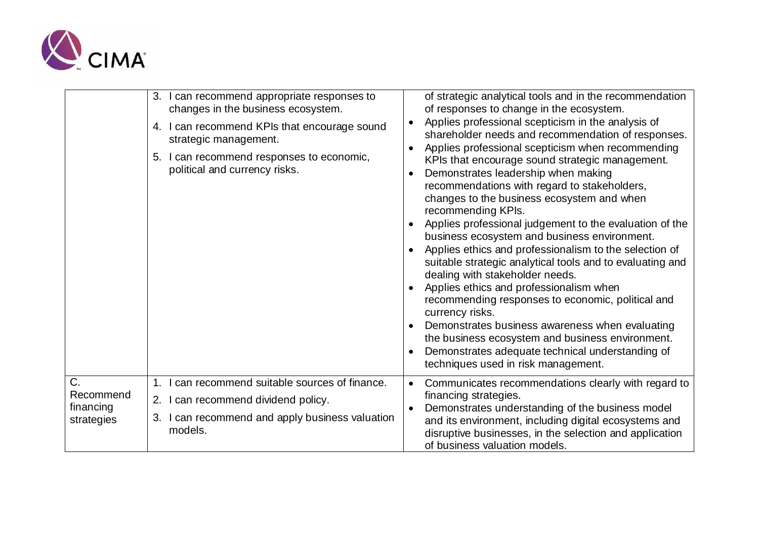| | | |
|---|---|---|
| | 3. I can recommend appropriate responses to changes in the business ecosystem.<br>4. I can recommend KPIs that encourage sound strategic management.<br>5. I can recommend responses to economic, political and currency risks. | of strategic analytical tools and in the recommendation of responses to change in the ecosystem.<br>• Applies professional scepticism in the analysis of shareholder needs and recommendation of responses.<br>• Applies professional scepticism when recommending KPIs that encourage sound strategic management.<br>• Demonstrates leadership when making recommendations with regard to stakeholders, changes to the business ecosystem and when recommending KPIs.<br>• Applies professional judgement to the evaluation of the business ecosystem and business environment.<br>• Applies ethics and professionalism to the selection of suitable strategic analytical tools and to evaluating and dealing with stakeholder needs.<br>• Applies ethics and professionalism when recommending responses to economic, political and currency risks.<br>• Demonstrates business awareness when evaluating the business ecosystem and business environment.<br>• Demonstrates adequate technical understanding of techniques used in risk management. |
| C. Recommend financing strategies | 1. I can recommend suitable sources of finance.<br>2. I can recommend dividend policy.<br>3. I can recommend and apply business valuation models. | • Communicates recommendations clearly with regard to financing strategies.<br>• Demonstrates understanding of the business model and its environment, including digital ecosystems and disruptive businesses, in the selection and application of business valuation models. |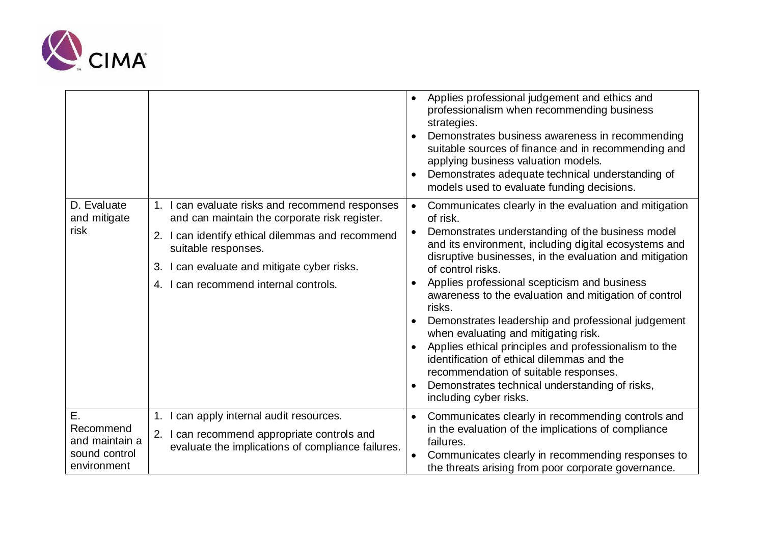| | | |
|---|---|---|
| | | • Applies professional judgement and ethics and professionalism when recommending business strategies.<br>• Demonstrates business awareness in recommending suitable sources of finance and in recommending and applying business valuation models.<br>• Demonstrates adequate technical understanding of models used to evaluate funding decisions. |
| D. Evaluate and mitigate risk | 1. I can evaluate risks and recommend responses and can maintain the corporate risk register.<br>2. I can identify ethical dilemmas and recommend suitable responses.<br>3. I can evaluate and mitigate cyber risks.<br>4. I can recommend internal controls. | • Communicates clearly in the evaluation and mitigation of risk.<br>• Demonstrates understanding of the business model and its environment, including digital ecosystems and disruptive businesses, in the evaluation and mitigation of control risks.<br>• Applies professional scepticism and business awareness to the evaluation and mitigation of control risks.<br>• Demonstrates leadership and professional judgement when evaluating and mitigating risk.<br>• Applies ethical principles and professionalism to the identification of ethical dilemmas and the recommendation of suitable responses.<br>• Demonstrates technical understanding of risks, including cyber risks. |
| E. Recommend and maintain a sound control environment | 1. I can apply internal audit resources.<br>2. I can recommend appropriate controls and evaluate the implications of compliance failures. | • Communicates clearly in recommending controls and in the evaluation of the implications of compliance failures.<br>• Communicates clearly in recommending responses to the threats arising from poor corporate governance. |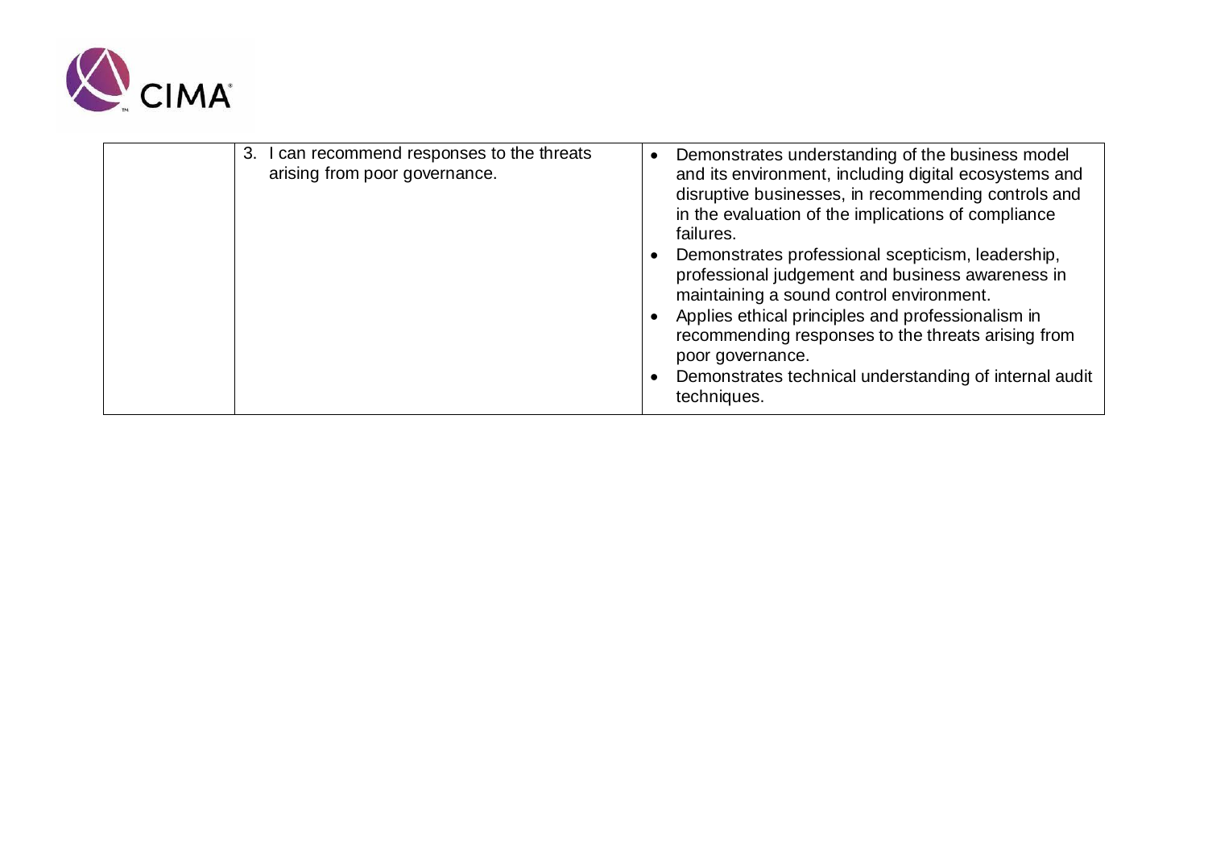| | | |
|---|---|---|
| | 3. I can recommend responses to the threats arising from poor governance. | • Demonstrates understanding of the business model and its environment, including digital ecosystems and disruptive businesses, in recommending controls and in the evaluation of the implications of compliance failures.<br>• Demonstrates professional scepticism, leadership, professional judgement and business awareness in maintaining a sound control environment.<br>• Applies ethical principles and professionalism in recommending responses to the threats arising from poor governance.<br>• Demonstrates technical understanding of internal audit techniques. |